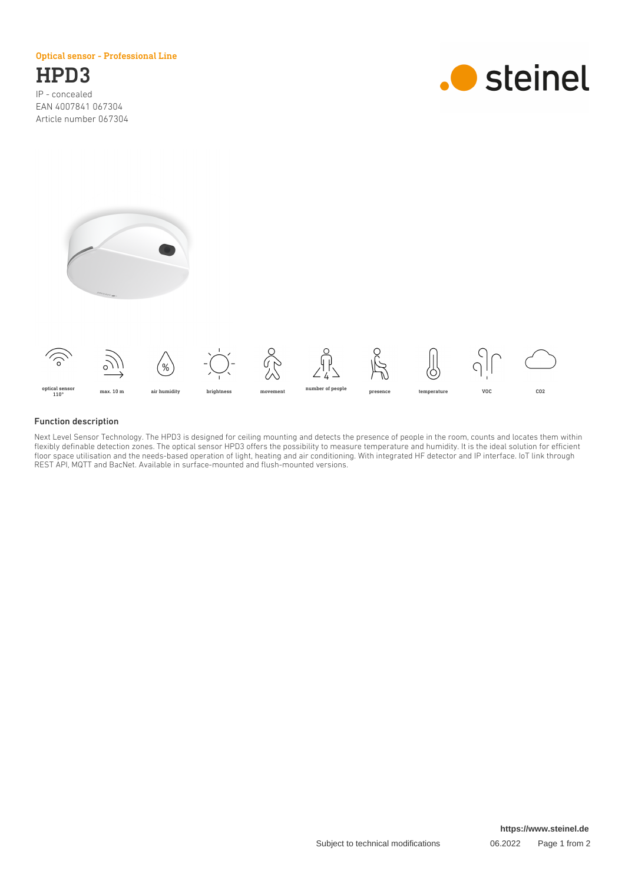Optical sensor - Professional Line

# HPD3

IP - concealed
EAN 4007841 067304
Article number 067304

optical sensor 110° | max. 10 m | air humidity | brightness | movement | number of people | presence | temperature | VOC | CO2

## Function description

Next Level Sensor Technology. The HPD3 is designed for ceiling mounting and detects the presence of people in the room, counts and locates them within flexibly definable detection zones. The optical sensor HPD3 offers the possibility to measure temperature and humidity. It is the ideal solution for efficient floor space utilisation and the needs-based operation of light, heating and air conditioning. With integrated HF detector and IP interface. IoT link through REST API, MQTT and BacNet. Available in surface-mounted and flush-mounted versions.

https://www.steinel.de

Subject to technical modifications 06.2022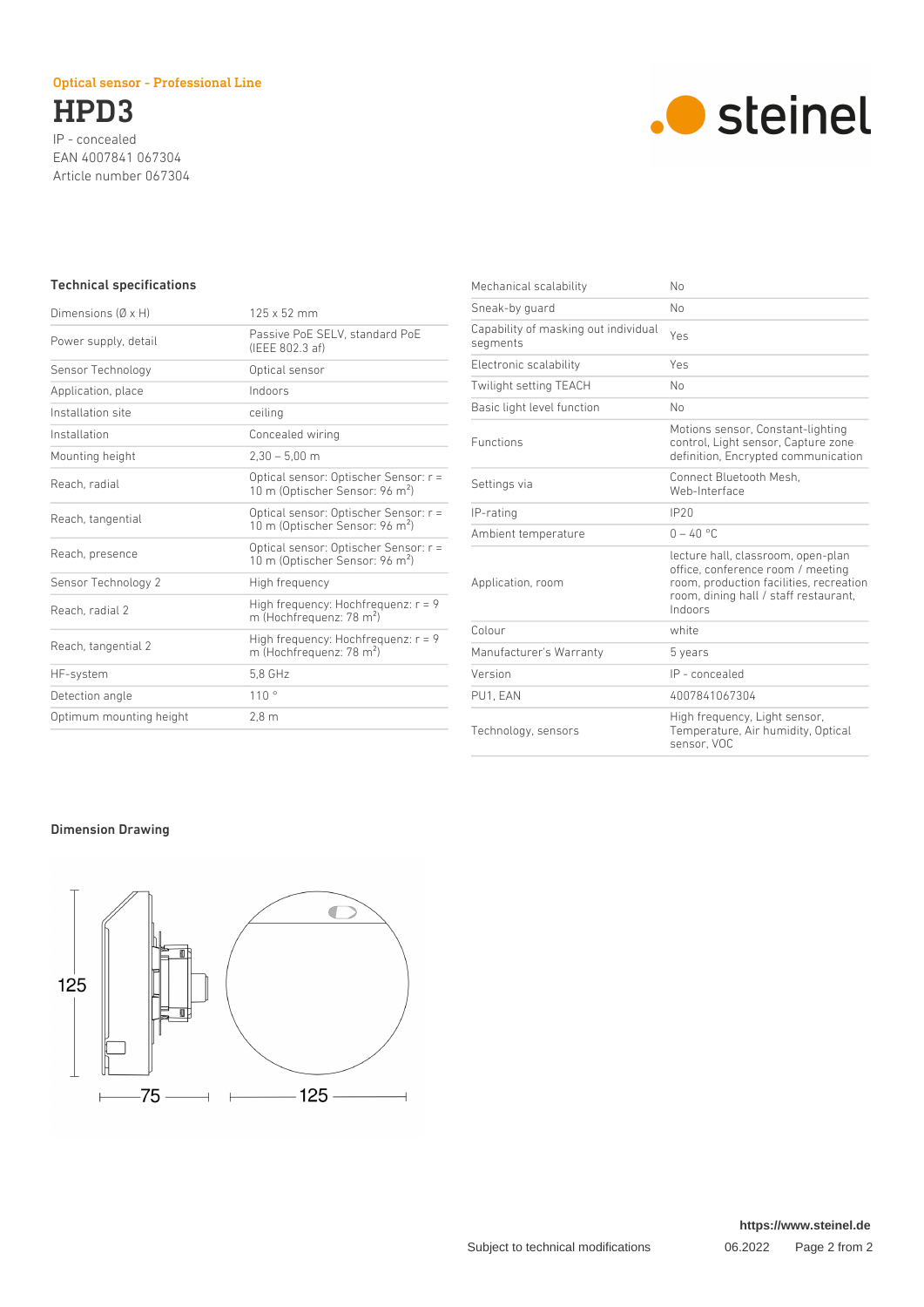Optical sensor - Professional Line

# HPD3

IP - concealed
EAN 4007841 067304
Article number 067304

## Technical specifications

| | |
|---|---|
| Dimensions (Ø x H) | 125 x 52 mm |
| Power supply, detail | Passive PoE SELV, standard PoE (IEEE 802.3 af) |
| Sensor Technology | Optical sensor |
| Application, place | Indoors |
| Installation site | ceiling |
| Installation | Concealed wiring |
| Mounting height | 2,30 – 5,00 m |
| Reach, radial | Optical sensor: Optischer Sensor: r = 10 m (Optischer Sensor: 96 m²) |
| Reach, tangential | Optical sensor: Optischer Sensor: r = 10 m (Optischer Sensor: 96 m²) |
| Reach, presence | Optical sensor: Optischer Sensor: r = 10 m (Optischer Sensor: 96 m²) |
| Sensor Technology 2 | High frequency |
| Reach, radial 2 | High frequency: Hochfrequenz: r = 9 m (Hochfrequenz: 78 m²) |
| Reach, tangential 2 | High frequency: Hochfrequenz: r = 9 m (Hochfrequenz: 78 m²) |
| HF-system | 5,8 GHz |
| Detection angle | 110 ° |
| Optimum mounting height | 2,8 m |
| Mechanical scalability | No |
| Sneak-by guard | No |
| Capability of masking out individual segments | Yes |
| Electronic scalability | Yes |
| Twilight setting TEACH | No |
| Basic light level function | No |
| Functions | Motions sensor, Constant-lighting control, Light sensor, Capture zone definition, Encrypted communication |
| Settings via | Connect Bluetooth Mesh, Web-Interface |
| IP-rating | IP20 |
| Ambient temperature | 0 – 40 °C |
| Application, room | lecture hall, classroom, open-plan office, conference room / meeting room, production facilities, recreation room, dining hall / staff restaurant, Indoors |
| Colour | white |
| Manufacturer's Warranty | 5 years |
| Version | IP - concealed |
| PU1, EAN | 4007841067304 |
| Technology, sensors | High frequency, Light sensor, Temperature, Air humidity, Optical sensor, VOC |

## Dimension Drawing

125
75
125

https://www.steinel.de

Subject to technical modifications 06.2022